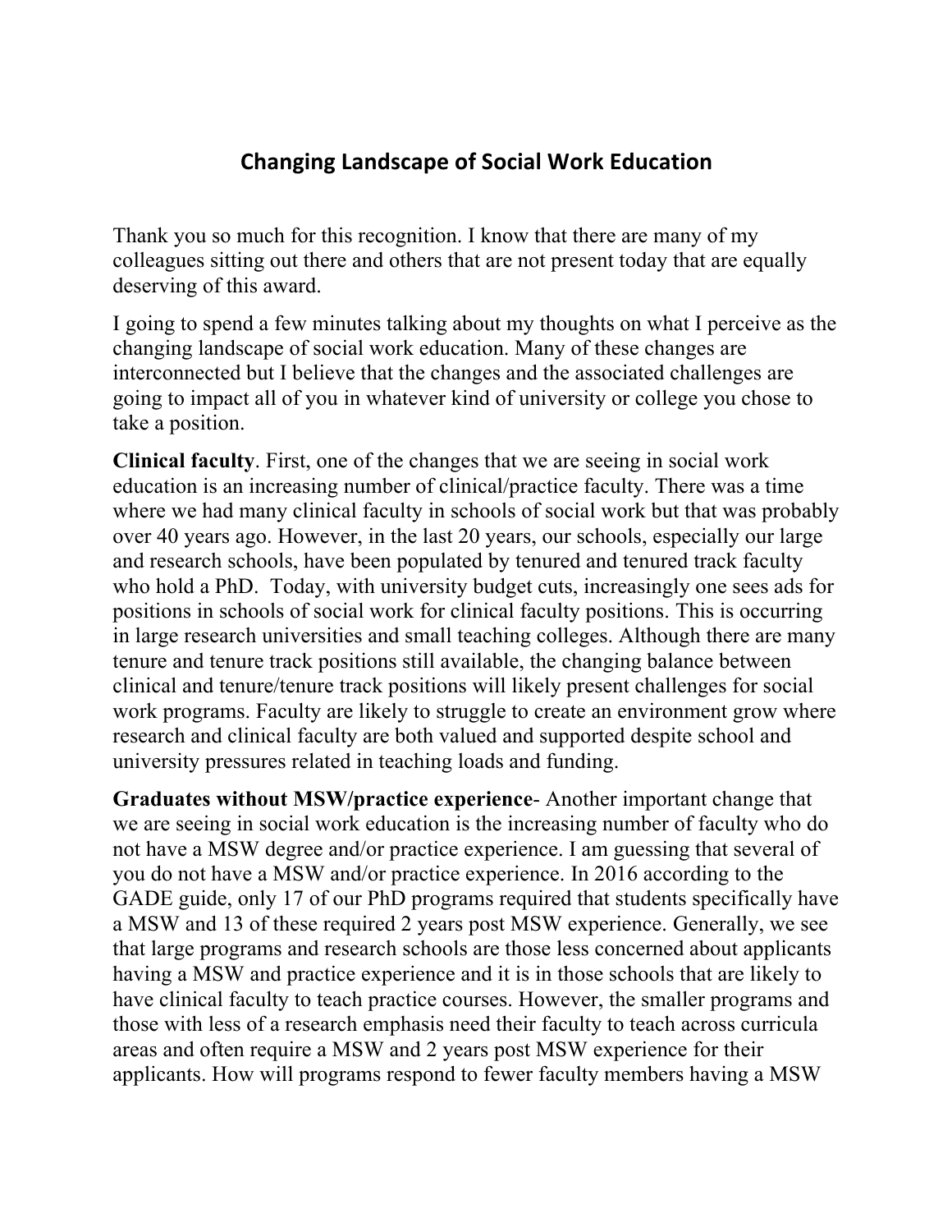# Changing Landscape of Social Work Education

Thank you so much for this recognition. I know that there are many of my colleagues sitting out there and others that are not present today that are equally deserving of this award.

I going to spend a few minutes talking about my thoughts on what I perceive as the changing landscape of social work education. Many of these changes are interconnected but I believe that the changes and the associated challenges are going to impact all of you in whatever kind of university or college you chose to take a position.

**Clinical faculty**. First, one of the changes that we are seeing in social work education is an increasing number of clinical/practice faculty. There was a time where we had many clinical faculty in schools of social work but that was probably over 40 years ago. However, in the last 20 years, our schools, especially our large and research schools, have been populated by tenured and tenured track faculty who hold a PhD. Today, with university budget cuts, increasingly one sees ads for positions in schools of social work for clinical faculty positions. This is occurring in large research universities and small teaching colleges. Although there are many tenure and tenure track positions still available, the changing balance between clinical and tenure/tenure track positions will likely present challenges for social work programs. Faculty are likely to struggle to create an environment grow where research and clinical faculty are both valued and supported despite school and university pressures related in teaching loads and funding.

**Graduates without MSW/practice experience**- Another important change that we are seeing in social work education is the increasing number of faculty who do not have a MSW degree and/or practice experience. I am guessing that several of you do not have a MSW and/or practice experience. In 2016 according to the GADE guide, only 17 of our PhD programs required that students specifically have a MSW and 13 of these required 2 years post MSW experience. Generally, we see that large programs and research schools are those less concerned about applicants having a MSW and practice experience and it is in those schools that are likely to have clinical faculty to teach practice courses. However, the smaller programs and those with less of a research emphasis need their faculty to teach across curricula areas and often require a MSW and 2 years post MSW experience for their applicants. How will programs respond to fewer faculty members having a MSW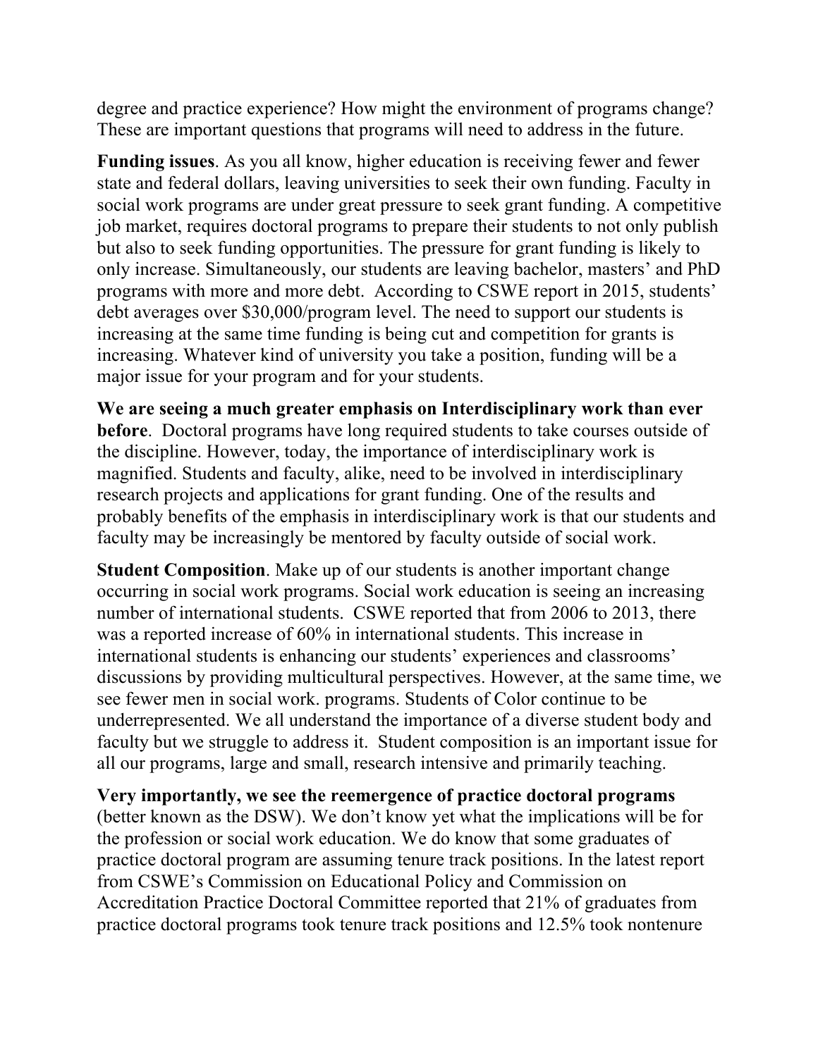degree and practice experience? How might the environment of programs change? These are important questions that programs will need to address in the future.

**Funding issues**. As you all know, higher education is receiving fewer and fewer state and federal dollars, leaving universities to seek their own funding. Faculty in social work programs are under great pressure to seek grant funding. A competitive job market, requires doctoral programs to prepare their students to not only publish but also to seek funding opportunities. The pressure for grant funding is likely to only increase. Simultaneously, our students are leaving bachelor, masters' and PhD programs with more and more debt. According to CSWE report in 2015, students' debt averages over $30,000/program level. The need to support our students is increasing at the same time funding is being cut and competition for grants is increasing. Whatever kind of university you take a position, funding will be a major issue for your program and for your students.

**We are seeing a much greater emphasis on Interdisciplinary work than ever before**. Doctoral programs have long required students to take courses outside of the discipline. However, today, the importance of interdisciplinary work is magnified. Students and faculty, alike, need to be involved in interdisciplinary research projects and applications for grant funding. One of the results and probably benefits of the emphasis in interdisciplinary work is that our students and faculty may be increasingly be mentored by faculty outside of social work.

**Student Composition**. Make up of our students is another important change occurring in social work programs. Social work education is seeing an increasing number of international students. CSWE reported that from 2006 to 2013, there was a reported increase of 60% in international students. This increase in international students is enhancing our students' experiences and classrooms' discussions by providing multicultural perspectives. However, at the same time, we see fewer men in social work. programs. Students of Color continue to be underrepresented. We all understand the importance of a diverse student body and faculty but we struggle to address it. Student composition is an important issue for all our programs, large and small, research intensive and primarily teaching.

**Very importantly, we see the reemergence of practice doctoral programs** (better known as the DSW). We don't know yet what the implications will be for the profession or social work education. We do know that some graduates of practice doctoral program are assuming tenure track positions. In the latest report from CSWE's Commission on Educational Policy and Commission on Accreditation Practice Doctoral Committee reported that 21% of graduates from practice doctoral programs took tenure track positions and 12.5% took nontenure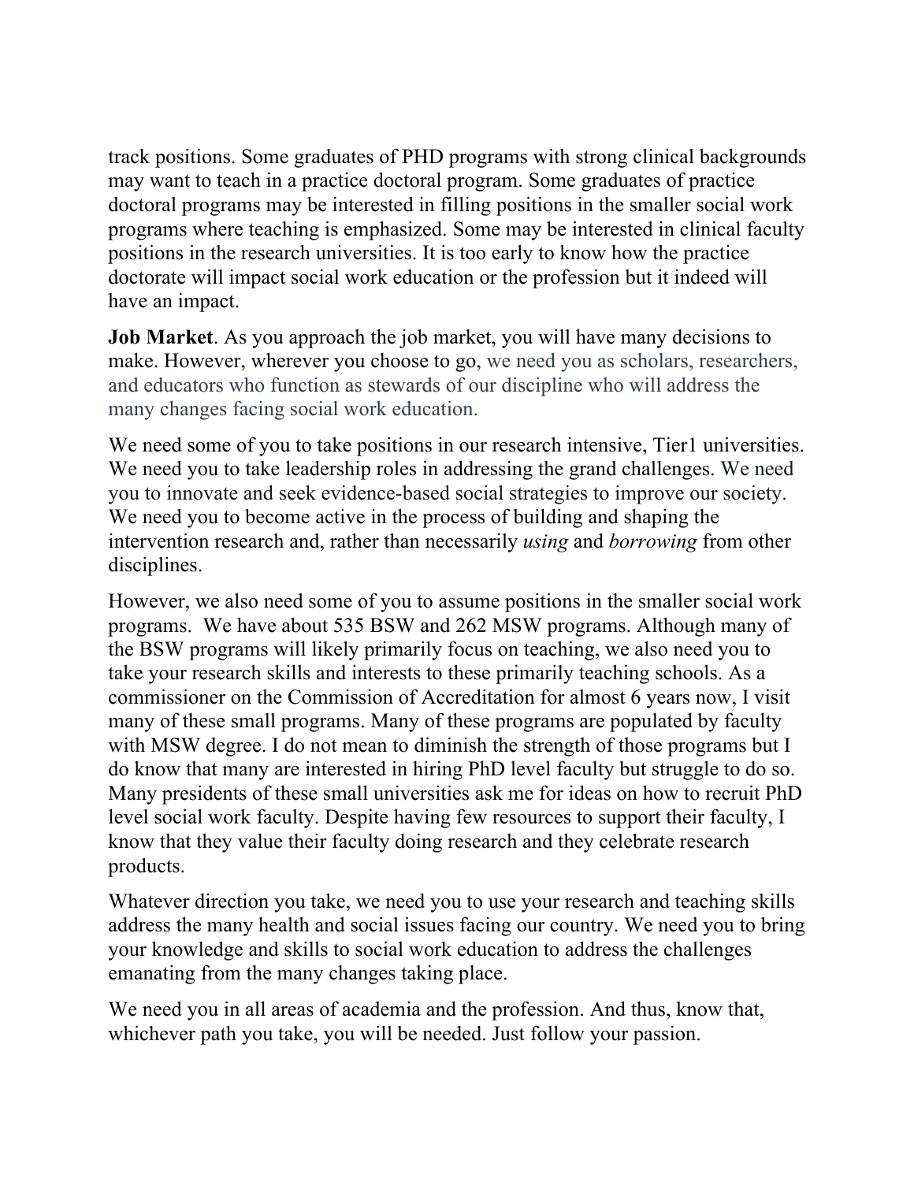track positions. Some graduates of PHD programs with strong clinical backgrounds may want to teach in a practice doctoral program. Some graduates of practice doctoral programs may be interested in filling positions in the smaller social work programs where teaching is emphasized. Some may be interested in clinical faculty positions in the research universities. It is too early to know how the practice doctorate will impact social work education or the profession but it indeed will have an impact.

**Job Market**. As you approach the job market, you will have many decisions to make. However, wherever you choose to go, we need you as scholars, researchers, and educators who function as stewards of our discipline who will address the many changes facing social work education.

We need some of you to take positions in our research intensive, Tier1 universities. We need you to take leadership roles in addressing the grand challenges. We need you to innovate and seek evidence-based social strategies to improve our society. We need you to become active in the process of building and shaping the intervention research and, rather than necessarily *using* and *borrowing* from other disciplines.

However, we also need some of you to assume positions in the smaller social work programs. We have about 535 BSW and 262 MSW programs. Although many of the BSW programs will likely primarily focus on teaching, we also need you to take your research skills and interests to these primarily teaching schools. As a commissioner on the Commission of Accreditation for almost 6 years now, I visit many of these small programs. Many of these programs are populated by faculty with MSW degree. I do not mean to diminish the strength of those programs but I do know that many are interested in hiring PhD level faculty but struggle to do so. Many presidents of these small universities ask me for ideas on how to recruit PhD level social work faculty. Despite having few resources to support their faculty, I know that they value their faculty doing research and they celebrate research products.

Whatever direction you take, we need you to use your research and teaching skills address the many health and social issues facing our country. We need you to bring your knowledge and skills to social work education to address the challenges emanating from the many changes taking place.

We need you in all areas of academia and the profession. And thus, know that, whichever path you take, you will be needed. Just follow your passion.